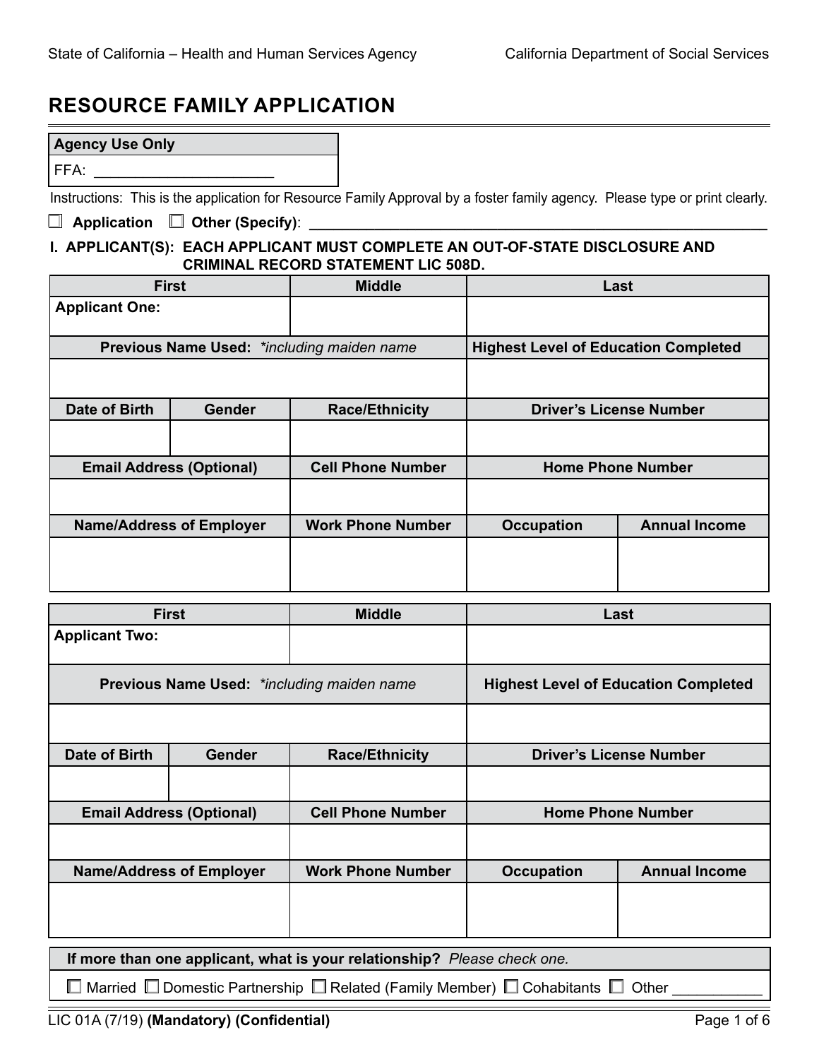State of California – Health and Human Services Agency | California Department of Social Services

# RESOURCE FAMILY APPLICATION

| Agency Use Only |
|---|
| FFA: ______________________ |

Instructions: This is the application for Resource Family Approval by a foster family agency. Please type or print clearly.

☐ **Application** ☐ **Other (Specify)**: ____________________________________________________________

## I. APPLICANT(S): EACH APPLICANT MUST COMPLETE AN OUT-OF-STATE DISCLOSURE AND CRIMINAL RECORD STATEMENT LIC 508D.

| First | | Middle | Last | |
|---|---|---|---|---|
| **Applicant One:** | | | | |
| **Previous Name Used:** *\*including maiden name* | | | **Highest Level of Education Completed** | |
| | | | | |
| **Date of Birth** | **Gender** | **Race/Ethnicity** | **Driver's License Number** | |
| | | | | |
| **Email Address (Optional)** | | **Cell Phone Number** | **Home Phone Number** | |
| | | | | |
| **Name/Address of Employer** | | **Work Phone Number** | **Occupation** | **Annual Income** |
| | | | | |

| First | | Middle | Last | |
|---|---|---|---|---|
| **Applicant Two:** | | | | |
| **Previous Name Used:** *\*including maiden name* | | | **Highest Level of Education Completed** | |
| | | | | |
| **Date of Birth** | **Gender** | **Race/Ethnicity** | **Driver's License Number** | |
| | | | | |
| **Email Address (Optional)** | | **Cell Phone Number** | **Home Phone Number** | |
| | | | | |
| **Name/Address of Employer** | | **Work Phone Number** | **Occupation** | **Annual Income** |
| | | | | |

| **If more than one applicant, what is your relationship?** *Please check one.* |
|---|
| ☐ Married ☐ Domestic Partnership ☐ Related (Family Member) ☐ Cohabitants ☐ Other ___________ |

LIC 01A (7/19) **(Mandatory) (Confidential)**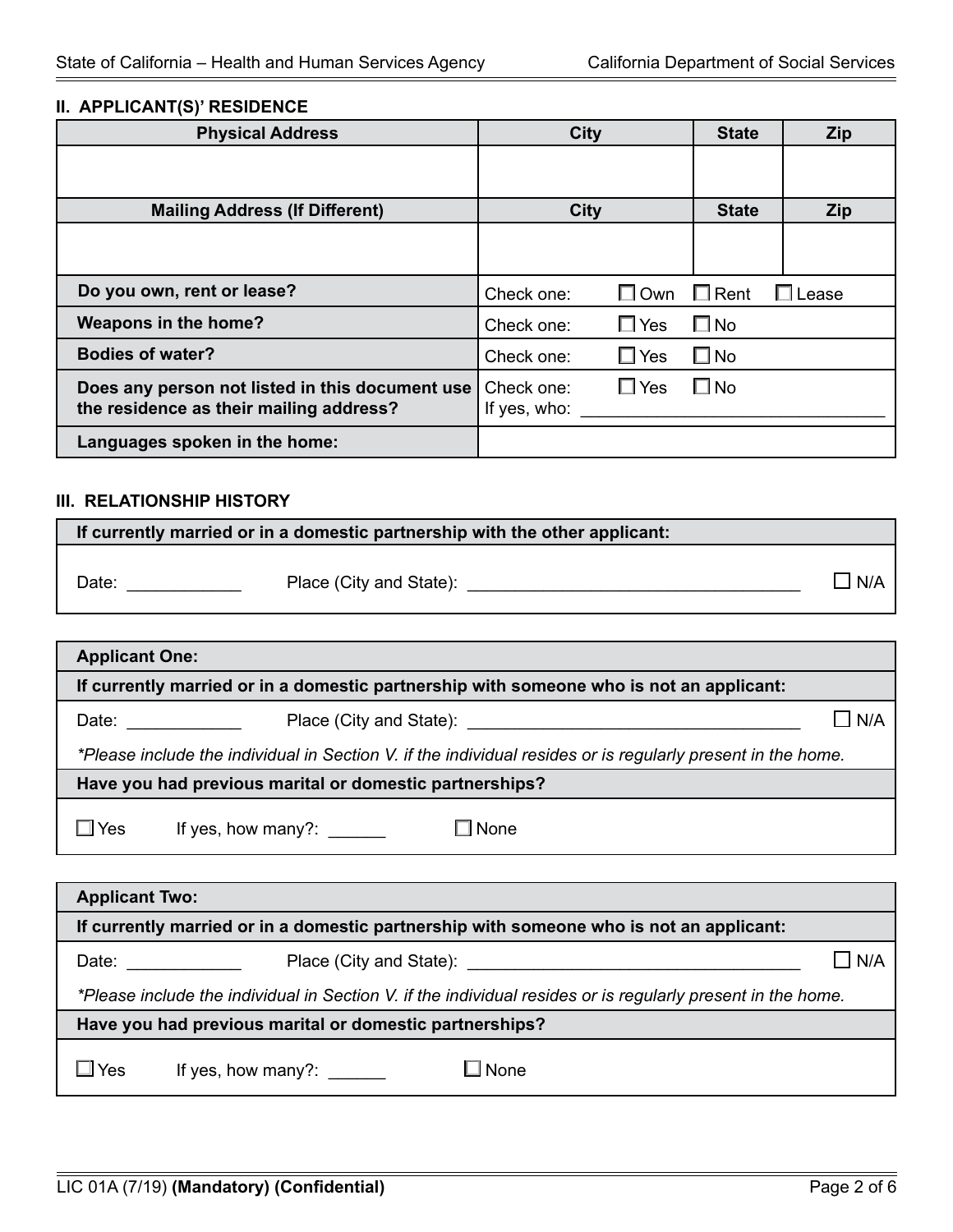## II. APPLICANT(S)' RESIDENCE

| Physical Address | City | State | Zip |
|---|---|---|---|
| | | | |
| **Mailing Address (If Different)** | **City** | **State** | **Zip** |
| | | | |

| | |
|---|---|
| **Do you own, rent or lease?** | Check one: ☐ Own ☐ Rent ☐ Lease |
| **Weapons in the home?** | Check one: ☐ Yes ☐ No |
| **Bodies of water?** | Check one: ☐ Yes ☐ No |
| **Does any person not listed in this document use the residence as their mailing address?** | Check one: ☐ Yes ☐ No<br>If yes, who: ______________________________ |
| **Languages spoken in the home:** | |

## III. RELATIONSHIP HISTORY

**If currently married or in a domestic partnership with the other applicant:**

Date: ____________ Place (City and State): ___________________________________ ☐ N/A

**Applicant One:**

**If currently married or in a domestic partnership with someone who is not an applicant:**

Date: ____________ Place (City and State): ___________________________________ ☐ N/A

*\*Please include the individual in Section V. if the individual resides or is regularly present in the home.*

**Have you had previous marital or domestic partnerships?**

☐ Yes If yes, how many?: ______ ☐ None

**Applicant Two:**

**If currently married or in a domestic partnership with someone who is not an applicant:**

Date: ____________ Place (City and State): ___________________________________ ☐ N/A

*\*Please include the individual in Section V. if the individual resides or is regularly present in the home.*

**Have you had previous marital or domestic partnerships?**

☐ Yes If yes, how many?: ______ ☐ None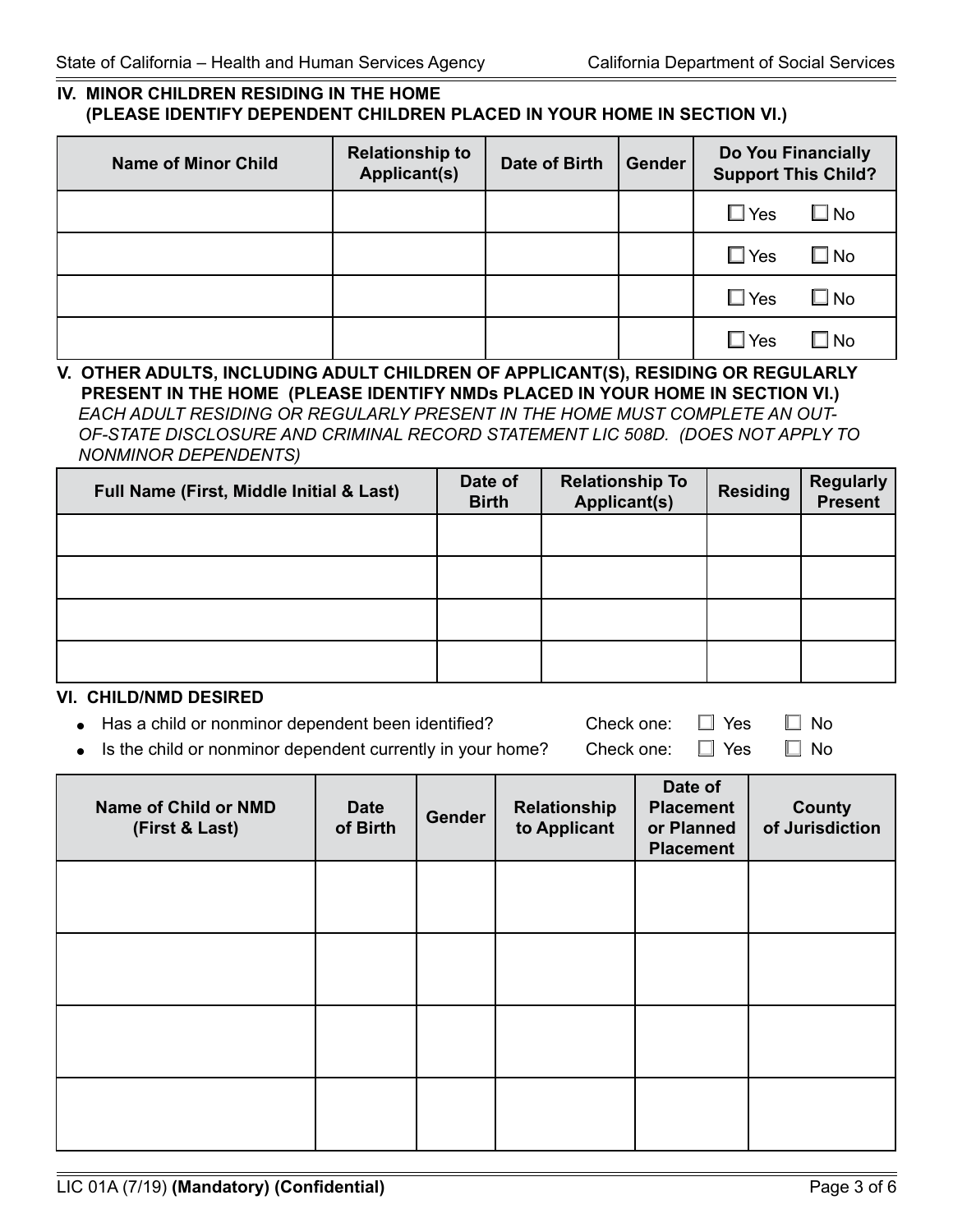## IV. MINOR CHILDREN RESIDING IN THE HOME (PLEASE IDENTIFY DEPENDENT CHILDREN PLACED IN YOUR HOME IN SECTION VI.)

| Name of Minor Child | Relationship to Applicant(s) | Date of Birth | Gender | Do You Financially Support This Child? |
|---|---|---|---|---|
| | | | | ☐ Yes ☐ No |
| | | | | ☐ Yes ☐ No |
| | | | | ☐ Yes ☐ No |
| | | | | ☐ Yes ☐ No |

## V. OTHER ADULTS, INCLUDING ADULT CHILDREN OF APPLICANT(S), RESIDING OR REGULARLY PRESENT IN THE HOME (PLEASE IDENTIFY NMDs PLACED IN YOUR HOME IN SECTION VI.)

*EACH ADULT RESIDING OR REGULARLY PRESENT IN THE HOME MUST COMPLETE AN OUT-OF-STATE DISCLOSURE AND CRIMINAL RECORD STATEMENT LIC 508D. (DOES NOT APPLY TO NONMINOR DEPENDENTS)*

| Full Name (First, Middle Initial & Last) | Date of Birth | Relationship To Applicant(s) | Residing | Regularly Present |
|---|---|---|---|---|
| | | | | |
| | | | | |
| | | | | |
| | | | | |

## VI. CHILD/NMD DESIRED

- Has a child or nonminor dependent been identified? Check one: ☐ Yes ☐ No
- Is the child or nonminor dependent currently in your home? Check one: ☐ Yes ☐ No

| Name of Child or NMD (First & Last) | Date of Birth | Gender | Relationship to Applicant | Date of Placement or Planned Placement | County of Jurisdiction |
|---|---|---|---|---|---|
| | | | | | |
| | | | | | |
| | | | | | |
| | | | | | |

LIC 01A (7/19) **(Mandatory) (Confidential)**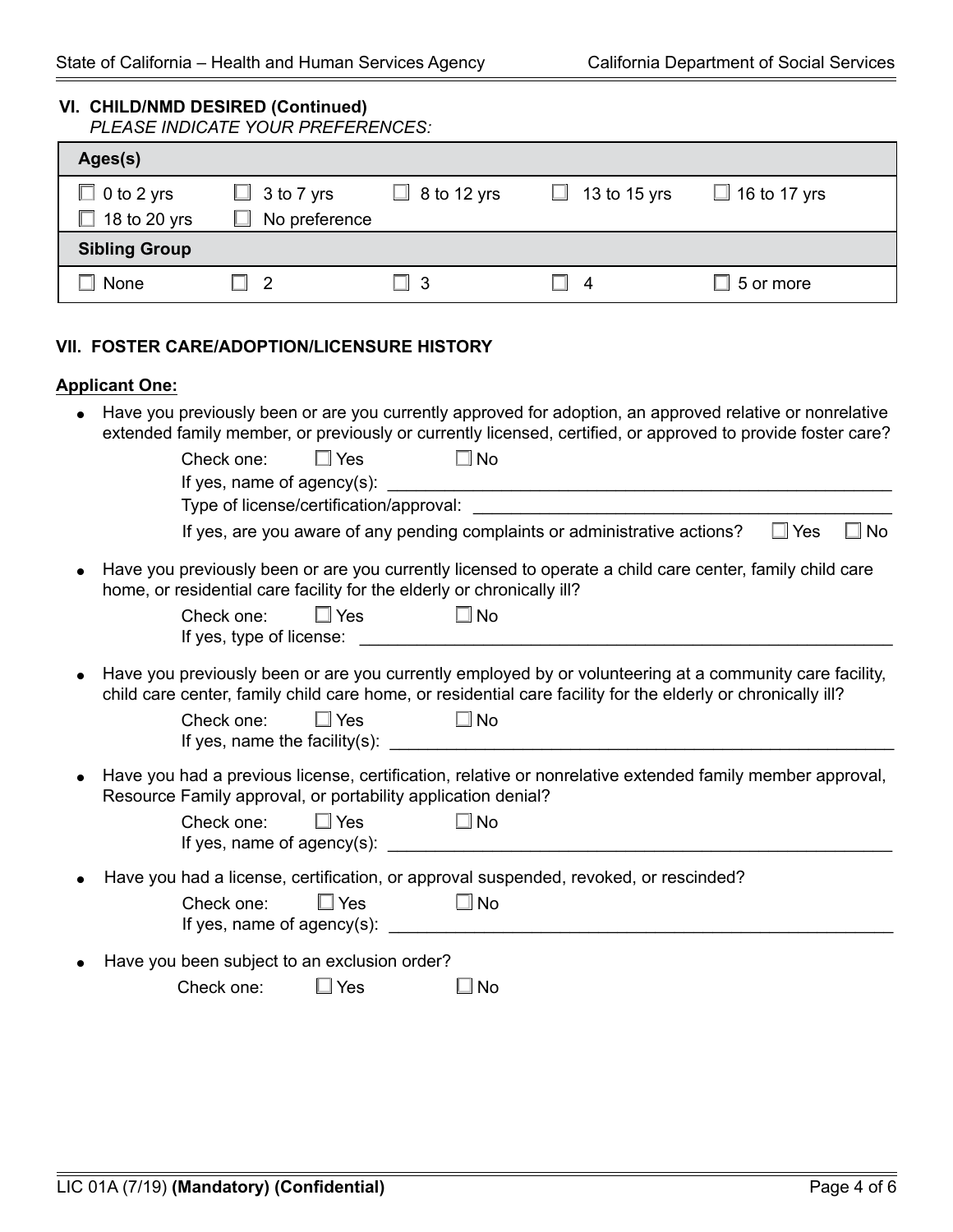### VI. CHILD/NMD DESIRED (Continued)

*PLEASE INDICATE YOUR PREFERENCES:*

| Ages(s) | | | | |
|---|---|---|---|---|
| ☐ 0 to 2 yrs | ☐ 3 to 7 yrs | ☐ 8 to 12 yrs | ☐ 13 to 15 yrs | ☐ 16 to 17 yrs |
| ☐ 18 to 20 yrs | ☐ No preference | | | |
| **Sibling Group** | | | | |
| ☐ None | ☐ 2 | ☐ 3 | ☐ 4 | ☐ 5 or more |

### VII. FOSTER CARE/ADOPTION/LICENSURE HISTORY

**Applicant One:**

- Have you previously been or are you currently approved for adoption, an approved relative or nonrelative extended family member, or previously or currently licensed, certified, or approved to provide foster care?

  Check one: ☐ Yes ☐ No

  If yes, name of agency(s): ______________________________

  Type of license/certification/approval: ______________________________

  If yes, are you aware of any pending complaints or administrative actions? ☐ Yes ☐ No

- Have you previously been or are you currently licensed to operate a child care center, family child care home, or residential care facility for the elderly or chronically ill?

  Check one: ☐ Yes ☐ No

  If yes, type of license: ______________________________

- Have you previously been or are you currently employed by or volunteering at a community care facility, child care center, family child care home, or residential care facility for the elderly or chronically ill?

  Check one: ☐ Yes ☐ No

  If yes, name the facility(s): ______________________________

- Have you had a previous license, certification, relative or nonrelative extended family member approval, Resource Family approval, or portability application denial?

  Check one: ☐ Yes ☐ No

  If yes, name of agency(s): ______________________________

- Have you had a license, certification, or approval suspended, revoked, or rescinded?

  Check one: ☐ Yes ☐ No

  If yes, name of agency(s): ______________________________

- Have you been subject to an exclusion order?

  Check one: ☐ Yes ☐ No

LIC 01A (7/19) **(Mandatory) (Confidential)**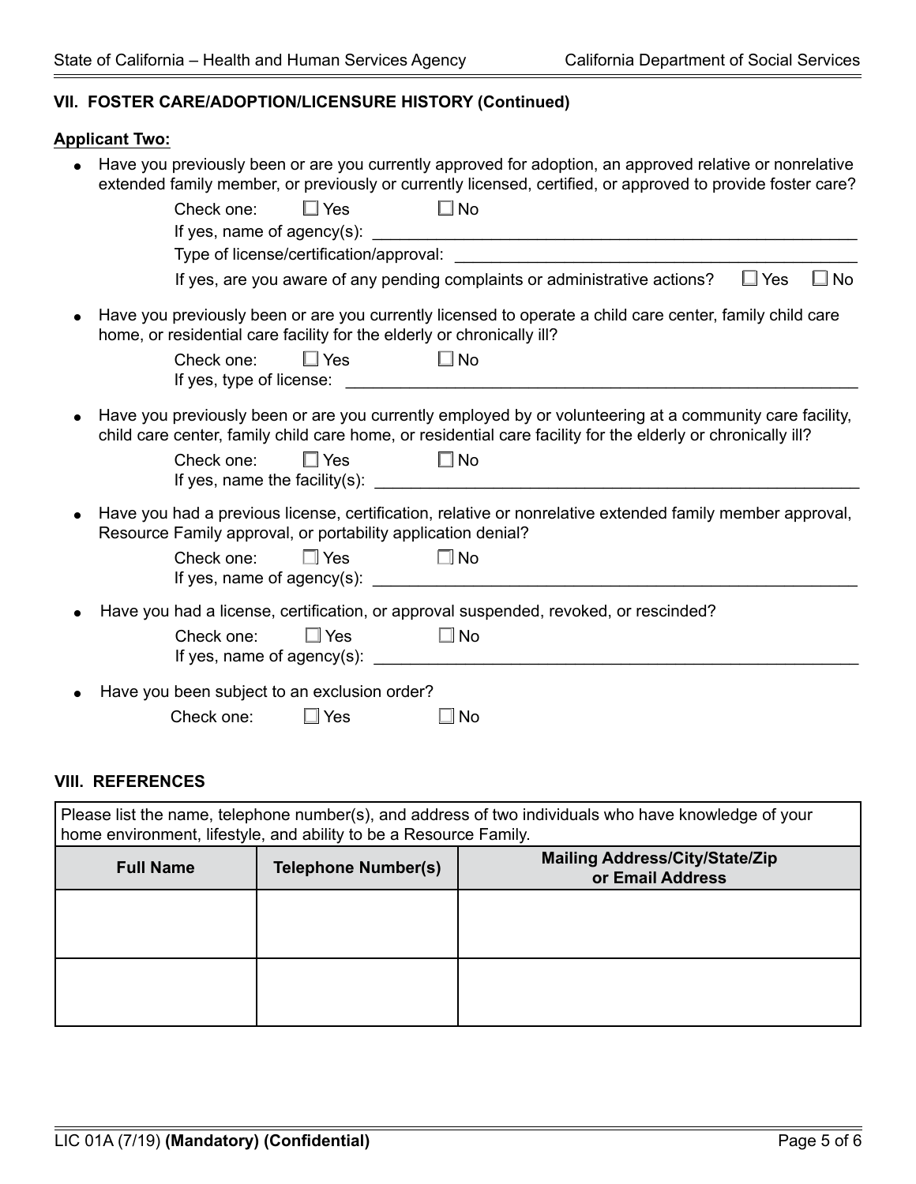### VII. FOSTER CARE/ADOPTION/LICENSURE HISTORY (Continued)

**Applicant Two:**

- Have you previously been or are you currently approved for adoption, an approved relative or nonrelative extended family member, or previously or currently licensed, certified, or approved to provide foster care?

  Check one: ☐ Yes ☐ No

  If yes, name of agency(s): ______________________________

  Type of license/certification/approval: ______________________________

  If yes, are you aware of any pending complaints or administrative actions? ☐ Yes ☐ No

- Have you previously been or are you currently licensed to operate a child care center, family child care home, or residential care facility for the elderly or chronically ill?

  Check one: ☐ Yes ☐ No

  If yes, type of license: ______________________________

- Have you previously been or are you currently employed by or volunteering at a community care facility, child care center, family child care home, or residential care facility for the elderly or chronically ill?

  Check one: ☐ Yes ☐ No

  If yes, name the facility(s): ______________________________

- Have you had a previous license, certification, relative or nonrelative extended family member approval, Resource Family approval, or portability application denial?

  Check one: ☐ Yes ☐ No

  If yes, name of agency(s): ______________________________

- Have you had a license, certification, or approval suspended, revoked, or rescinded?

  Check one: ☐ Yes ☐ No

  If yes, name of agency(s): ______________________________

- Have you been subject to an exclusion order?

  Check one: ☐ Yes ☐ No

### VIII. REFERENCES

Please list the name, telephone number(s), and address of two individuals who have knowledge of your home environment, lifestyle, and ability to be a Resource Family.

| Full Name | Telephone Number(s) | Mailing Address/City/State/Zip or Email Address |
|---|---|---|
| | | |
| | | |

LIC 01A (7/19) **(Mandatory) (Confidential)**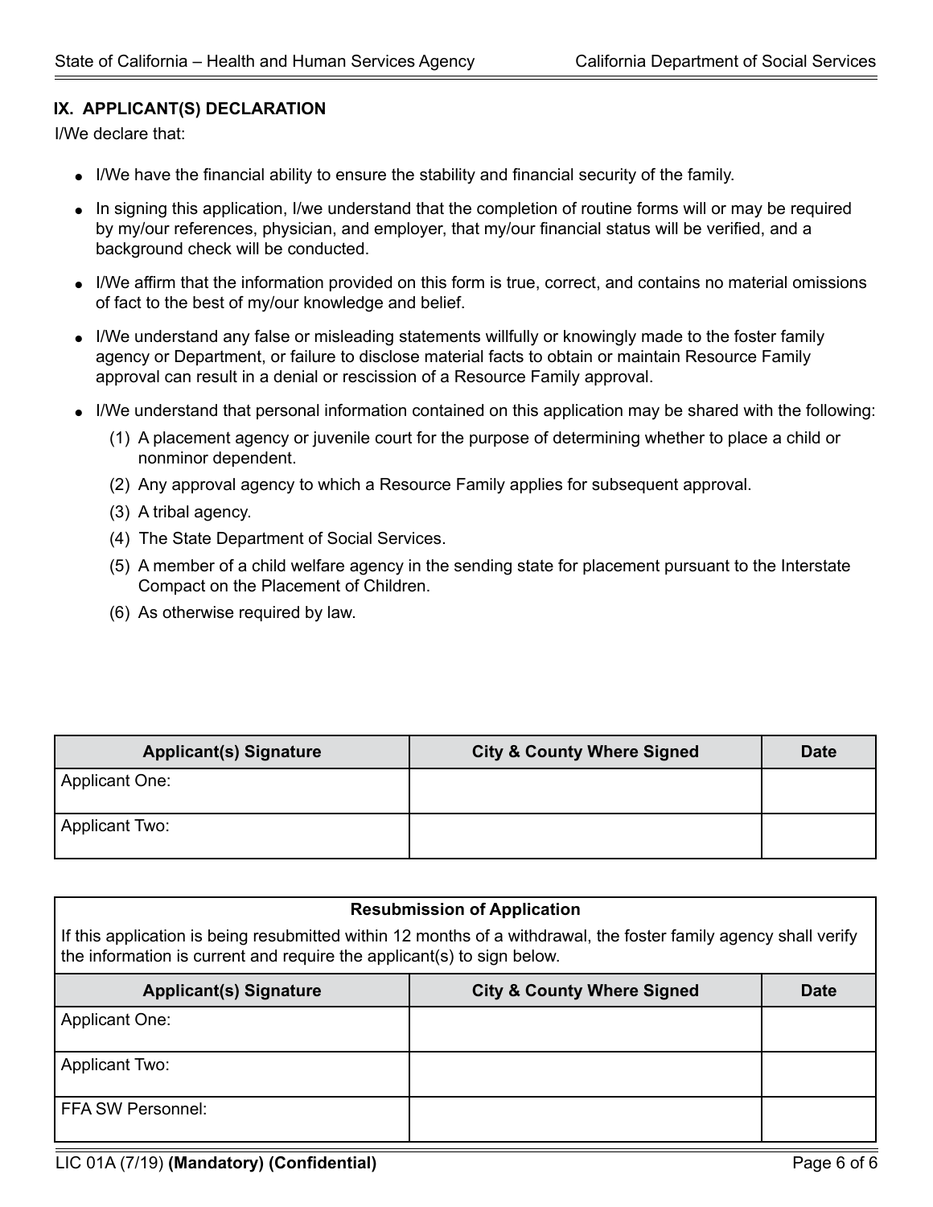## IX. APPLICANT(S) DECLARATION

I/We declare that:

- I/We have the financial ability to ensure the stability and financial security of the family.
- In signing this application, I/we understand that the completion of routine forms will or may be required by my/our references, physician, and employer, that my/our financial status will be verified, and a background check will be conducted.
- I/We affirm that the information provided on this form is true, correct, and contains no material omissions of fact to the best of my/our knowledge and belief.
- I/We understand any false or misleading statements willfully or knowingly made to the foster family agency or Department, or failure to disclose material facts to obtain or maintain Resource Family approval can result in a denial or rescission of a Resource Family approval.
- I/We understand that personal information contained on this application may be shared with the following:
  (1) A placement agency or juvenile court for the purpose of determining whether to place a child or nonminor dependent.
  (2) Any approval agency to which a Resource Family applies for subsequent approval.
  (3) A tribal agency.
  (4) The State Department of Social Services.
  (5) A member of a child welfare agency in the sending state for placement pursuant to the Interstate Compact on the Placement of Children.
  (6) As otherwise required by law.

| Applicant(s) Signature | City & County Where Signed | Date |
|---|---|---|
| Applicant One: | | |
| Applicant Two: | | |

**Resubmission of Application**

If this application is being resubmitted within 12 months of a withdrawal, the foster family agency shall verify the information is current and require the applicant(s) to sign below.

| Applicant(s) Signature | City & County Where Signed | Date |
|---|---|---|
| Applicant One: | | |
| Applicant Two: | | |
| FFA SW Personnel: | | |

LIC 01A (7/19) **(Mandatory) (Confidential)**